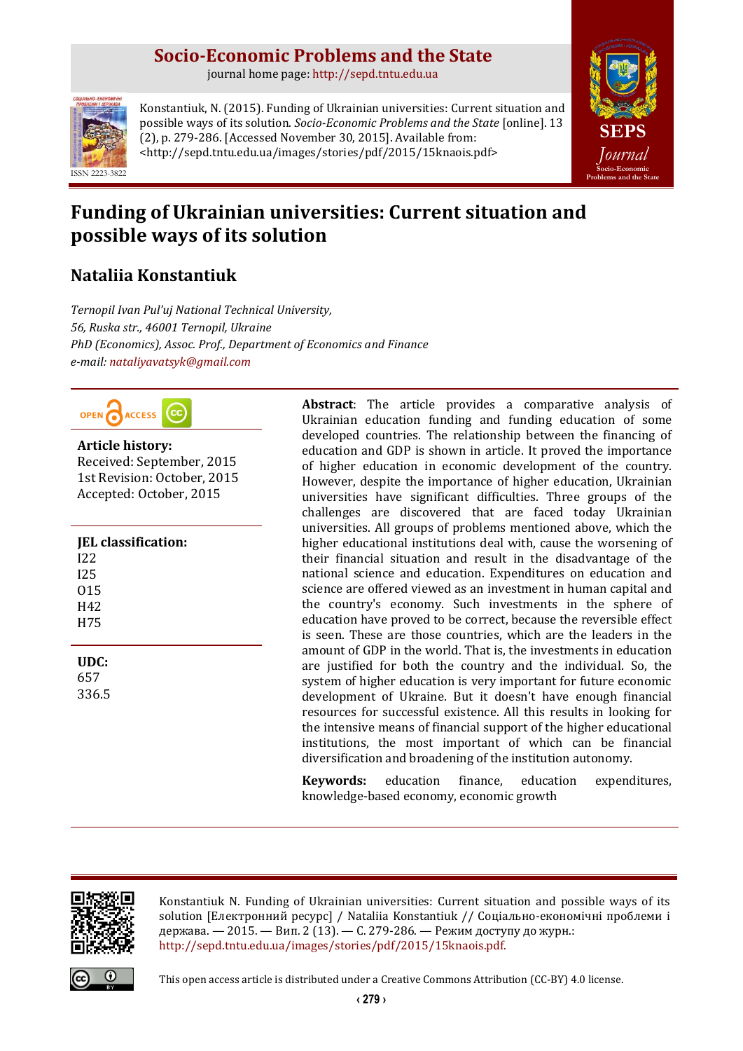# Socio-Economic Problems and the State

journal home page: http://sepd.tntu.edu.ua

Konstantiuk, N. (2015). Funding of Ukrainian universities: Current situation and possible ways of its solution. *Socio-Economic Problems and the State* [online]. 13 (2), p. 279-286. [Accessed November 30, 2015]. Available from: <http://sepd.tntu.edu.ua/images/stories/pdf/2015/15knaois.pdf>

ISSN 2223-3822

# Funding of Ukrainian universities: Current situation and possible ways of its solution

## Nataliia Konstantiuk

*Ternopil Ivan Pul'uj National Technical University,*
*56, Ruska str., 46001 Ternopil, Ukraine*
*PhD (Economics), Assoc. Prof., Department of Economics and Finance*
*e-mail: nataliyavatsyk@gmail.com*

OPEN ACCESS

**Article history:**
Received: September, 2015
1st Revision: October, 2015
Accepted: October, 2015

**JEL classification:**
I22
I25
O15
H42
H75

**UDC:**
657
336.5

**Abstract**: The article provides a comparative analysis of Ukrainian education funding and funding education of some developed countries. The relationship between the financing of education and GDP is shown in article. It proved the importance of higher education in economic development of the country. However, despite the importance of higher education, Ukrainian universities have significant difficulties. Three groups of the challenges are discovered that are faced today Ukrainian universities. All groups of problems mentioned above, which the higher educational institutions deal with, cause the worsening of their financial situation and result in the disadvantage of the national science and education. Expenditures on education and science are offered viewed as an investment in human capital and the country's economy. Such investments in the sphere of education have proved to be correct, because the reversible effect is seen. These are those countries, which are the leaders in the amount of GDP in the world. That is, the investments in education are justified for both the country and the individual. So, the system of higher education is very important for future economic development of Ukraine. But it doesn't have enough financial resources for successful existence. All this results in looking for the intensive means of financial support of the higher educational institutions, the most important of which can be financial diversification and broadening of the institution autonomy.

**Keywords:** education finance, education expenditures, knowledge-based economy, economic growth

Konstantiuk N. Funding of Ukrainian universities: Current situation and possible ways of its solution [Електронний ресурс] / Nataliia Konstantiuk // Соціально-економічні проблеми і держава. — 2015. — Вип. 2 (13). — С. 279-286. — Режим доступу до журн.: http://sepd.tntu.edu.ua/images/stories/pdf/2015/15knaois.pdf.

This open access article is distributed under a Creative Commons Attribution (CC-BY) 4.0 license.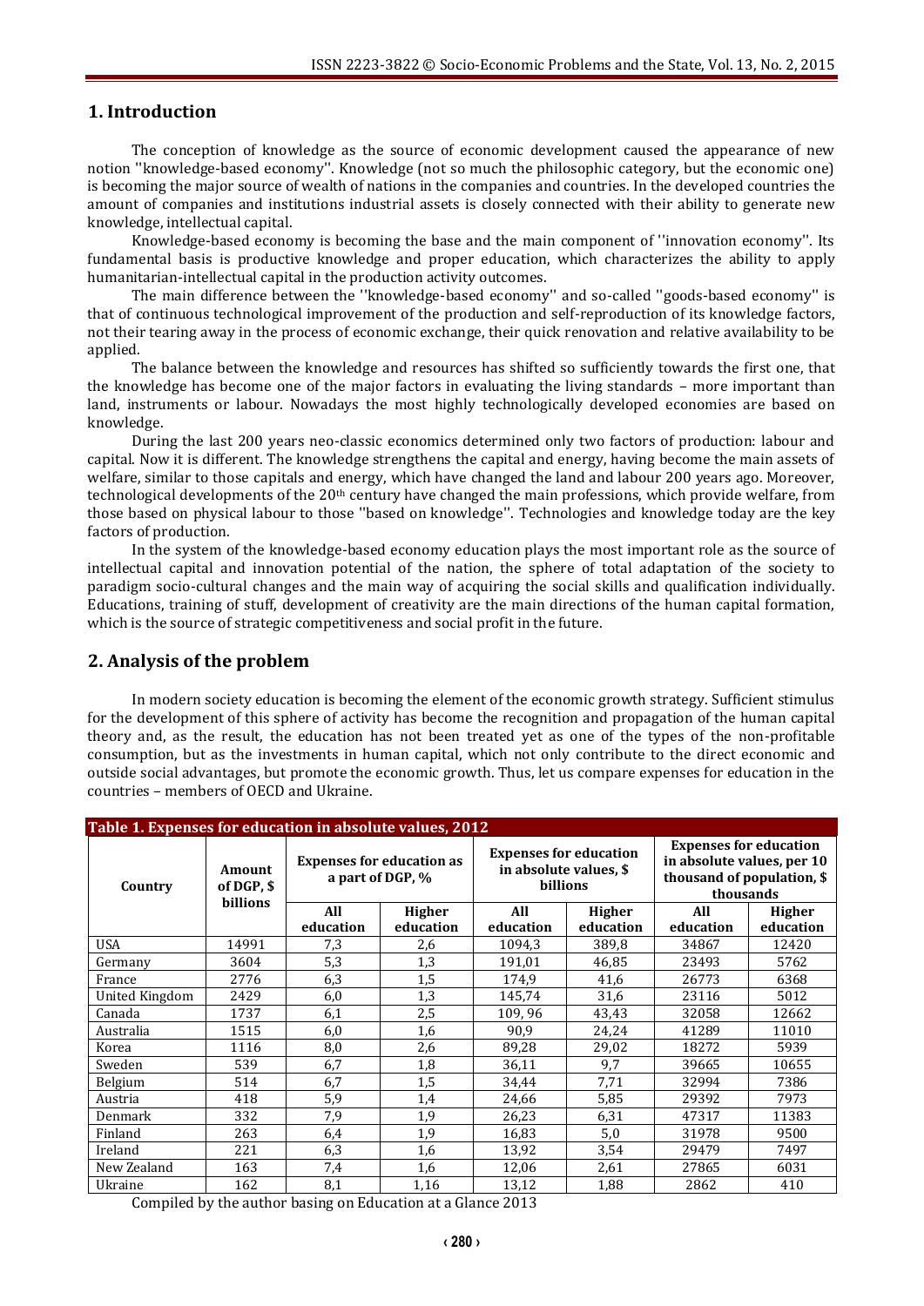## 1. Introduction

The conception of knowledge as the source of economic development caused the appearance of new notion ''knowledge-based economy''. Knowledge (not so much the philosophic category, but the economic one) is becoming the major source of wealth of nations in the companies and countries. In the developed countries the amount of companies and institutions industrial assets is closely connected with their ability to generate new knowledge, intellectual capital.

Knowledge-based economy is becoming the base and the main component of ''innovation economy''. Its fundamental basis is productive knowledge and proper education, which characterizes the ability to apply humanitarian-intellectual capital in the production activity outcomes.

The main difference between the ''knowledge-based economy'' and so-called ''goods-based economy'' is that of continuous technological improvement of the production and self-reproduction of its knowledge factors, not their tearing away in the process of economic exchange, their quick renovation and relative availability to be applied.

The balance between the knowledge and resources has shifted so sufficiently towards the first one, that the knowledge has become one of the major factors in evaluating the living standards – more important than land, instruments or labour. Nowadays the most highly technologically developed economies are based on knowledge.

During the last 200 years neo-classic economics determined only two factors of production: labour and capital. Now it is different. The knowledge strengthens the capital and energy, having become the main assets of welfare, similar to those capitals and energy, which have changed the land and labour 200 years ago. Moreover, technological developments of the 20th century have changed the main professions, which provide welfare, from those based on physical labour to those ''based on knowledge''. Technologies and knowledge today are the key factors of production.

In the system of the knowledge-based economy education plays the most important role as the source of intellectual capital and innovation potential of the nation, the sphere of total adaptation of the society to paradigm socio-cultural changes and the main way of acquiring the social skills and qualification individually. Educations, training of stuff, development of creativity are the main directions of the human capital formation, which is the source of strategic competitiveness and social profit in the future.

## 2. Analysis of the problem

In modern society education is becoming the element of the economic growth strategy. Sufficient stimulus for the development of this sphere of activity has become the recognition and propagation of the human capital theory and, as the result, the education has not been treated yet as one of the types of the non-profitable consumption, but as the investments in human capital, which not only contribute to the direct economic and outside social advantages, but promote the economic growth. Thus, let us compare expenses for education in the countries – members of OECD and Ukraine.

**Table 1. Expenses for education in absolute values, 2012**

| Country | Amount of DGP, $ billions | Expenses for education as a part of DGP, % | | Expenses for education in absolute values, $ billions | | Expenses for education in absolute values, per 10 thousand of population, $ thousands | |
|---|---|---|---|---|---|---|---|
| | | All education | Higher education | All education | Higher education | All education | Higher education |
| USA | 14991 | 7,3 | 2,6 | 1094,3 | 389,8 | 34867 | 12420 |
| Germany | 3604 | 5,3 | 1,3 | 191,01 | 46,85 | 23493 | 5762 |
| France | 2776 | 6,3 | 1,5 | 174,9 | 41,6 | 26773 | 6368 |
| United Kingdom | 2429 | 6,0 | 1,3 | 145,74 | 31,6 | 23116 | 5012 |
| Canada | 1737 | 6,1 | 2,5 | 109, 96 | 43,43 | 32058 | 12662 |
| Australia | 1515 | 6,0 | 1,6 | 90,9 | 24,24 | 41289 | 11010 |
| Korea | 1116 | 8,0 | 2,6 | 89,28 | 29,02 | 18272 | 5939 |
| Sweden | 539 | 6,7 | 1,8 | 36,11 | 9,7 | 39665 | 10655 |
| Belgium | 514 | 6,7 | 1,5 | 34,44 | 7,71 | 32994 | 7386 |
| Austria | 418 | 5,9 | 1,4 | 24,66 | 5,85 | 29392 | 7973 |
| Denmark | 332 | 7,9 | 1,9 | 26,23 | 6,31 | 47317 | 11383 |
| Finland | 263 | 6,4 | 1,9 | 16,83 | 5,0 | 31978 | 9500 |
| Ireland | 221 | 6,3 | 1,6 | 13,92 | 3,54 | 29479 | 7497 |
| New Zealand | 163 | 7,4 | 1,6 | 12,06 | 2,61 | 27865 | 6031 |
| Ukraine | 162 | 8,1 | 1,16 | 13,12 | 1,88 | 2862 | 410 |

Compiled by the author basing on Education at a Glance 2013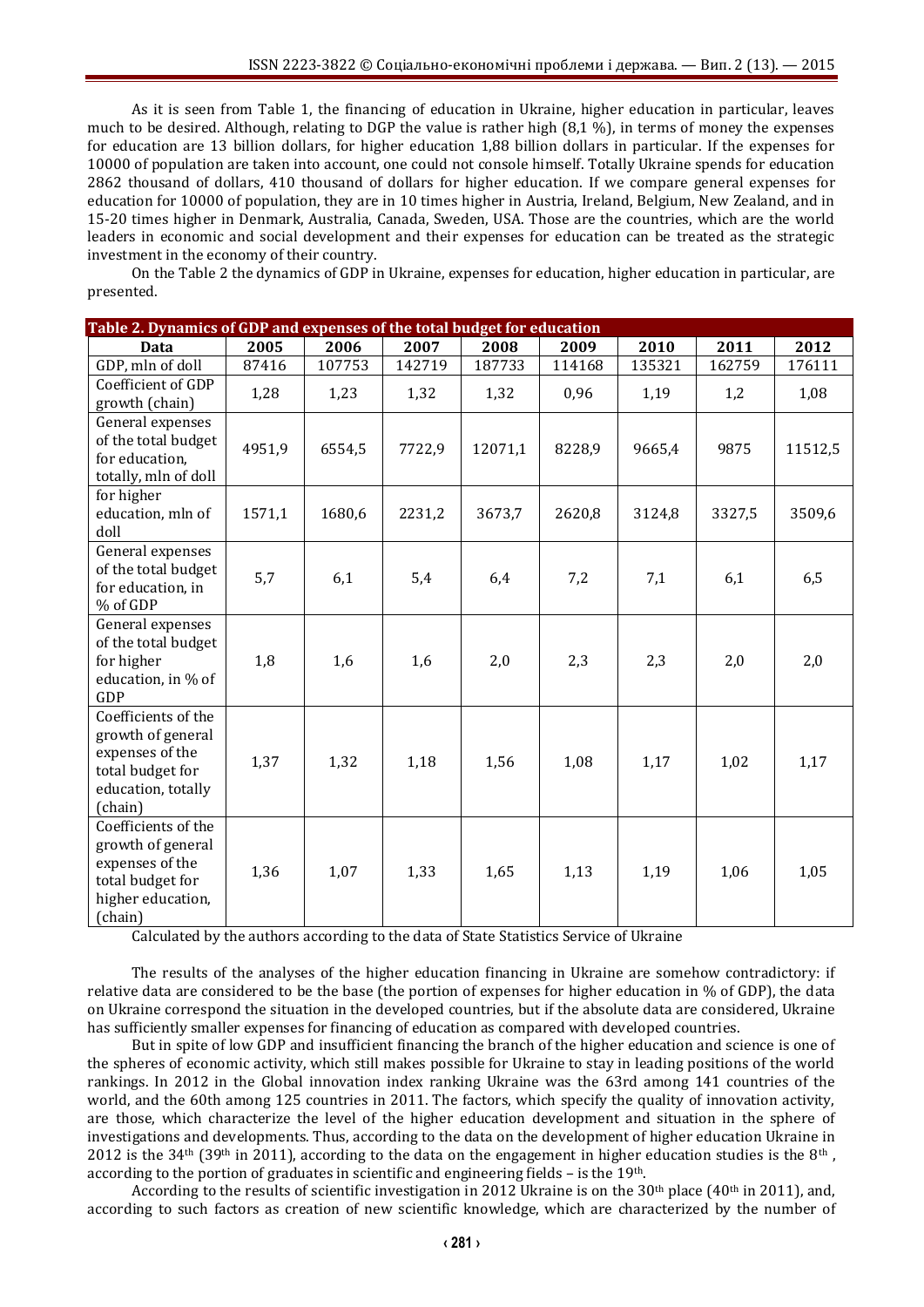As it is seen from Table 1, the financing of education in Ukraine, higher education in particular, leaves much to be desired. Although, relating to DGP the value is rather high (8,1 %), in terms of money the expenses for education are 13 billion dollars, for higher education 1,88 billion dollars in particular. If the expenses for 10000 of population are taken into account, one could not console himself. Totally Ukraine spends for education 2862 thousand of dollars, 410 thousand of dollars for higher education. If we compare general expenses for education for 10000 of population, they are in 10 times higher in Austria, Ireland, Belgium, New Zealand, and in 15-20 times higher in Denmark, Australia, Canada, Sweden, USA. Those are the countries, which are the world leaders in economic and social development and their expenses for education can be treated as the strategic investment in the economy of their country.

On the Table 2 the dynamics of GDP in Ukraine, expenses for education, higher education in particular, are presented.

**Table 2. Dynamics of GDP and expenses of the total budget for education**

| Data | 2005 | 2006 | 2007 | 2008 | 2009 | 2010 | 2011 | 2012 |
|---|---|---|---|---|---|---|---|---|
| GDP, mln of doll | 87416 | 107753 | 142719 | 187733 | 114168 | 135321 | 162759 | 176111 |
| Coefficient of GDP growth (chain) | 1,28 | 1,23 | 1,32 | 1,32 | 0,96 | 1,19 | 1,2 | 1,08 |
| General expenses of the total budget for education, totally, mln of doll | 4951,9 | 6554,5 | 7722,9 | 12071,1 | 8228,9 | 9665,4 | 9875 | 11512,5 |
| for higher education, mln of doll | 1571,1 | 1680,6 | 2231,2 | 3673,7 | 2620,8 | 3124,8 | 3327,5 | 3509,6 |
| General expenses of the total budget for education, in % of GDP | 5,7 | 6,1 | 5,4 | 6,4 | 7,2 | 7,1 | 6,1 | 6,5 |
| General expenses of the total budget for higher education, in % of GDP | 1,8 | 1,6 | 1,6 | 2,0 | 2,3 | 2,3 | 2,0 | 2,0 |
| Coefficients of the growth of general expenses of the total budget for education, totally (chain) | 1,37 | 1,32 | 1,18 | 1,56 | 1,08 | 1,17 | 1,02 | 1,17 |
| Coefficients of the growth of general expenses of the total budget for higher education, (chain) | 1,36 | 1,07 | 1,33 | 1,65 | 1,13 | 1,19 | 1,06 | 1,05 |

Calculated by the authors according to the data of State Statistics Service of Ukraine

The results of the analyses of the higher education financing in Ukraine are somehow contradictory: if relative data are considered to be the base (the portion of expenses for higher education in % of GDP), the data on Ukraine correspond the situation in the developed countries, but if the absolute data are considered, Ukraine has sufficiently smaller expenses for financing of education as compared with developed countries.

But in spite of low GDP and insufficient financing the branch of the higher education and science is one of the spheres of economic activity, which still makes possible for Ukraine to stay in leading positions of the world rankings. In 2012 in the Global innovation index ranking Ukraine was the 63rd among 141 countries of the world, and the 60th among 125 countries in 2011. The factors, which specify the quality of innovation activity, are those, which characterize the level of the higher education development and situation in the sphere of investigations and developments. Thus, according to the data on the development of higher education Ukraine in 2012 is the 34th (39th in 2011), according to the data on the engagement in higher education studies is the 8th, according to the portion of graduates in scientific and engineering fields – is the 19th.

According to the results of scientific investigation in 2012 Ukraine is on the 30th place (40th in 2011), and, according to such factors as creation of new scientific knowledge, which are characterized by the number of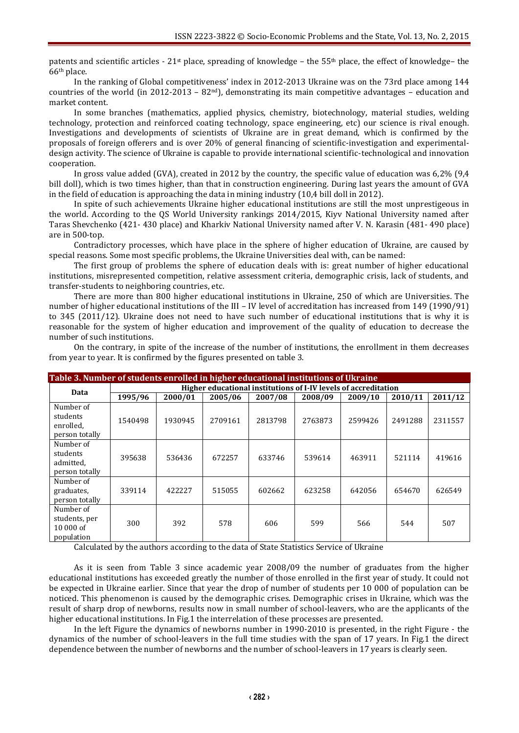patents and scientific articles - 21st place, spreading of knowledge – the 55th place, the effect of knowledge– the 66th place.

In the ranking of Global competitiveness' index in 2012-2013 Ukraine was on the 73rd place among 144 countries of the world (in 2012-2013 – 82nd), demonstrating its main competitive advantages – education and market content.

In some branches (mathematics, applied physics, chemistry, biotechnology, material studies, welding technology, protection and reinforced coating technology, space engineering, etc) our science is rival enough. Investigations and developments of scientists of Ukraine are in great demand, which is confirmed by the proposals of foreign offerers and is over 20% of general financing of scientific-investigation and experimental-design activity. The science of Ukraine is capable to provide international scientific-technological and innovation cooperation.

In gross value added (GVA), created in 2012 by the country, the specific value of education was 6,2% (9,4 bill doll), which is two times higher, than that in construction engineering. During last years the amount of GVA in the field of education is approaching the data in mining industry (10,4 bill doll in 2012).

In spite of such achievements Ukraine higher educational institutions are still the most unprestigeous in the world. According to the QS World University rankings 2014/2015, Kiyv National University named after Taras Shevchenko (421- 430 place) and Kharkiv National University named after V. N. Karasin (481- 490 place) are in 500-top.

Contradictory processes, which have place in the sphere of higher education of Ukraine, are caused by special reasons. Some most specific problems, the Ukraine Universities deal with, can be named:

The first group of problems the sphere of education deals with is: great number of higher educational institutions, misrepresented competition, relative assessment criteria, demographic crisis, lack of students, and transfer-students to neighboring countries, etc.

There are more than 800 higher educational institutions in Ukraine, 250 of which are Universities. The number of higher educational institutions of the III – IV level of accreditation has increased from 149 (1990/91) to 345 (2011/12). Ukraine does not need to have such number of educational institutions that is why it is reasonable for the system of higher education and improvement of the quality of education to decrease the number of such institutions.

On the contrary, in spite of the increase of the number of institutions, the enrollment in them decreases from year to year. It is confirmed by the figures presented on table 3.

**Table 3. Number of students enrolled in higher educational institutions of Ukraine**

| Data | Higher educational institutions of I-IV levels of accreditation | | | | | | | |
|---|---|---|---|---|---|---|---|---|
| | 1995/96 | 2000/01 | 2005/06 | 2007/08 | 2008/09 | 2009/10 | 2010/11 | 2011/12 |
| Number of students enrolled, person totally | 1540498 | 1930945 | 2709161 | 2813798 | 2763873 | 2599426 | 2491288 | 2311557 |
| Number of students admitted, person totally | 395638 | 536436 | 672257 | 633746 | 539614 | 463911 | 521114 | 419616 |
| Number of graduates, person totally | 339114 | 422227 | 515055 | 602662 | 623258 | 642056 | 654670 | 626549 |
| Number of students, per 10 000 of population | 300 | 392 | 578 | 606 | 599 | 566 | 544 | 507 |

Calculated by the authors according to the data of State Statistics Service of Ukraine

As it is seen from Table 3 since academic year 2008/09 the number of graduates from the higher educational institutions has exceeded greatly the number of those enrolled in the first year of study. It could not be expected in Ukraine earlier. Since that year the drop of number of students per 10 000 of population can be noticed. This phenomenon is caused by the demographic crises. Demographic crises in Ukraine, which was the result of sharp drop of newborns, results now in small number of school-leavers, who are the applicants of the higher educational institutions. In Fig.1 the interrelation of these processes are presented.

In the left Figure the dynamics of newborns number in 1990-2010 is presented, in the right Figure - the dynamics of the number of school-leavers in the full time studies with the span of 17 years. In Fig.1 the direct dependence between the number of newborns and the number of school-leavers in 17 years is clearly seen.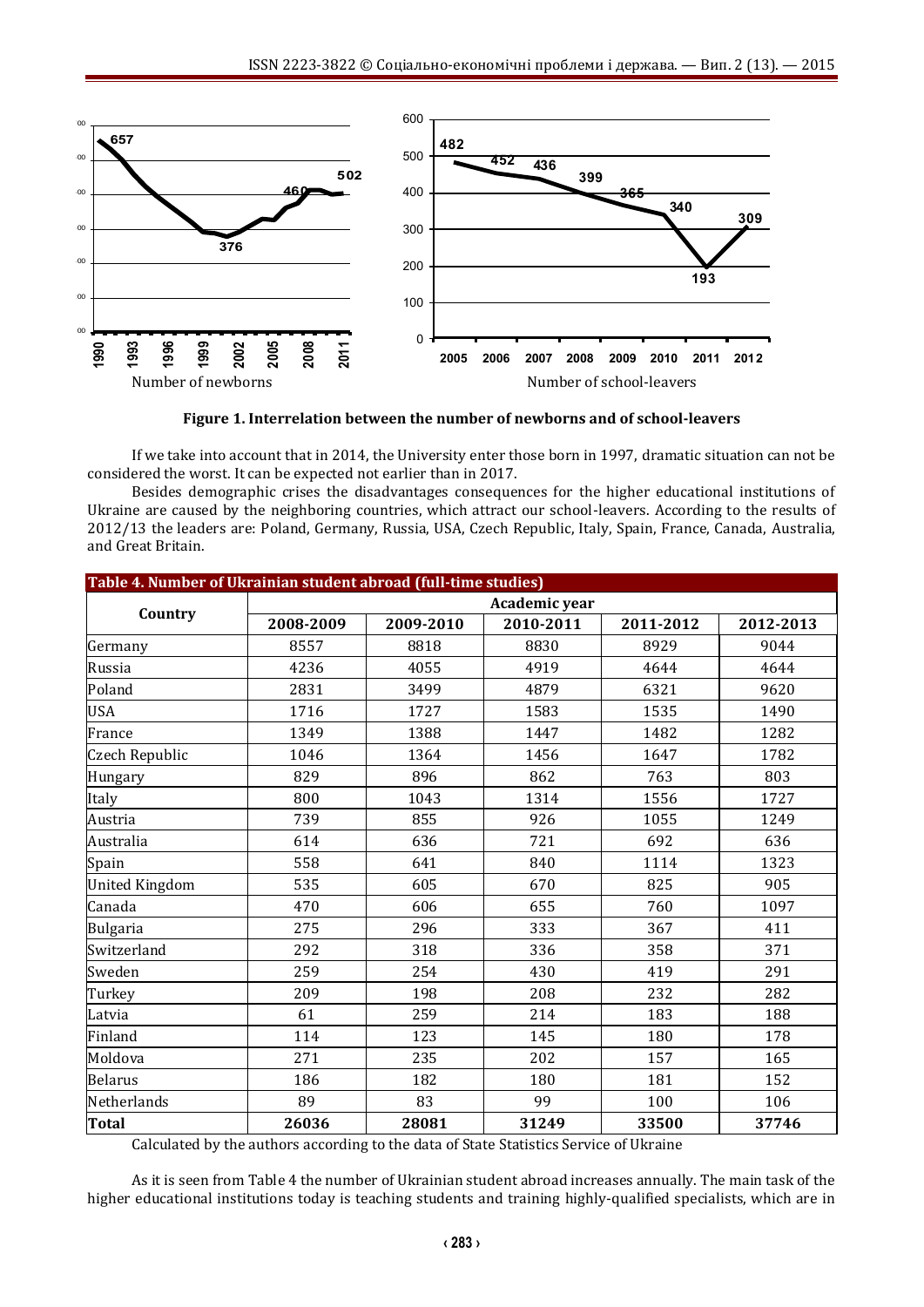Number of newborns

Number of school-leavers

**Figure 1. Interrelation between the number of newborns and of school-leavers**

If we take into account that in 2014, the University enter those born in 1997, dramatic situation can not be considered the worst. It can be expected not earlier than in 2017.

Besides demographic crises the disadvantages consequences for the higher educational institutions of Ukraine are caused by the neighboring countries, which attract our school-leavers. According to the results of 2012/13 the leaders are: Poland, Germany, Russia, USA, Czech Republic, Italy, Spain, France, Canada, Australia, and Great Britain.

**Table 4. Number of Ukrainian student abroad (full-time studies)**

| Country | Academic year | | | | |
|---|---|---|---|---|---|
| | 2008-2009 | 2009-2010 | 2010-2011 | 2011-2012 | 2012-2013 |
| Germany | 8557 | 8818 | 8830 | 8929 | 9044 |
| Russia | 4236 | 4055 | 4919 | 4644 | 4644 |
| Poland | 2831 | 3499 | 4879 | 6321 | 9620 |
| USA | 1716 | 1727 | 1583 | 1535 | 1490 |
| France | 1349 | 1388 | 1447 | 1482 | 1282 |
| Czech Republic | 1046 | 1364 | 1456 | 1647 | 1782 |
| Hungary | 829 | 896 | 862 | 763 | 803 |
| Italy | 800 | 1043 | 1314 | 1556 | 1727 |
| Austria | 739 | 855 | 926 | 1055 | 1249 |
| Australia | 614 | 636 | 721 | 692 | 636 |
| Spain | 558 | 641 | 840 | 1114 | 1323 |
| United Kingdom | 535 | 605 | 670 | 825 | 905 |
| Canada | 470 | 606 | 655 | 760 | 1097 |
| Bulgaria | 275 | 296 | 333 | 367 | 411 |
| Switzerland | 292 | 318 | 336 | 358 | 371 |
| Sweden | 259 | 254 | 430 | 419 | 291 |
| Turkey | 209 | 198 | 208 | 232 | 282 |
| Latvia | 61 | 259 | 214 | 183 | 188 |
| Finland | 114 | 123 | 145 | 180 | 178 |
| Moldova | 271 | 235 | 202 | 157 | 165 |
| Belarus | 186 | 182 | 180 | 181 | 152 |
| Netherlands | 89 | 83 | 99 | 100 | 106 |
| **Total** | **26036** | **28081** | **31249** | **33500** | **37746** |

Calculated by the authors according to the data of State Statistics Service of Ukraine

As it is seen from Table 4 the number of Ukrainian student abroad increases annually. The main task of the higher educational institutions today is teaching students and training highly-qualified specialists, which are in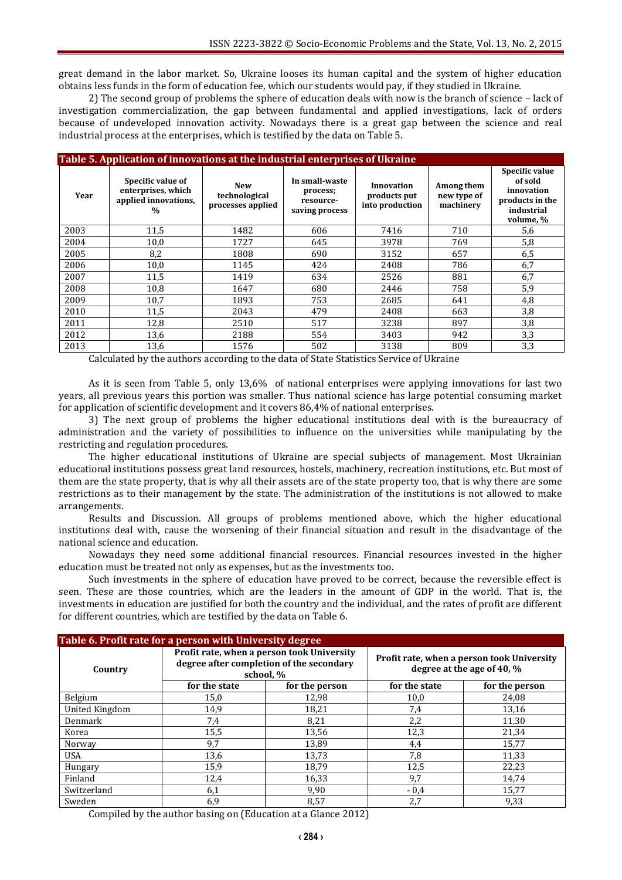great demand in the labor market. So, Ukraine looses its human capital and the system of higher education obtains less funds in the form of education fee, which our students would pay, if they studied in Ukraine.

2) The second group of problems the sphere of education deals with now is the branch of science – lack of investigation commercialization, the gap between fundamental and applied investigations, lack of orders because of undeveloped innovation activity. Nowadays there is a great gap between the science and real industrial process at the enterprises, which is testified by the data on Table 5.

**Table 5. Application of innovations at the industrial enterprises of Ukraine**

| Year | Specific value of enterprises, which applied innovations, % | New technological processes applied | In small-waste process; resource-saving process | Innovation products put into production | Among them new type of machinery | Specific value of sold innovation products in the industrial volume, % |
|---|---|---|---|---|---|---|
| 2003 | 11,5 | 1482 | 606 | 7416 | 710 | 5,6 |
| 2004 | 10,0 | 1727 | 645 | 3978 | 769 | 5,8 |
| 2005 | 8,2 | 1808 | 690 | 3152 | 657 | 6,5 |
| 2006 | 10,0 | 1145 | 424 | 2408 | 786 | 6,7 |
| 2007 | 11,5 | 1419 | 634 | 2526 | 881 | 6,7 |
| 2008 | 10,8 | 1647 | 680 | 2446 | 758 | 5,9 |
| 2009 | 10,7 | 1893 | 753 | 2685 | 641 | 4,8 |
| 2010 | 11,5 | 2043 | 479 | 2408 | 663 | 3,8 |
| 2011 | 12,8 | 2510 | 517 | 3238 | 897 | 3,8 |
| 2012 | 13,6 | 2188 | 554 | 3403 | 942 | 3,3 |
| 2013 | 13,6 | 1576 | 502 | 3138 | 809 | 3,3 |

Calculated by the authors according to the data of State Statistics Service of Ukraine

As it is seen from Table 5, only 13,6% of national enterprises were applying innovations for last two years, all previous years this portion was smaller. Thus national science has large potential consuming market for application of scientific development and it covers 86,4% of national enterprises.

3) The next group of problems the higher educational institutions deal with is the bureaucracy of administration and the variety of possibilities to influence on the universities while manipulating by the restricting and regulation procedures.

The higher educational institutions of Ukraine are special subjects of management. Most Ukrainian educational institutions possess great land resources, hostels, machinery, recreation institutions, etc. But most of them are the state property, that is why all their assets are of the state property too, that is why there are some restrictions as to their management by the state. The administration of the institutions is not allowed to make arrangements.

**Results and Discussion.** All groups of problems mentioned above, which the higher educational institutions deal with, cause the worsening of their financial situation and result in the disadvantage of the national science and education.

Nowadays they need some additional financial resources. Financial resources invested in the higher education must be treated not only as expenses, but as the investments too.

Such investments in the sphere of education have proved to be correct, because the reversible effect is seen. These are those countries, which are the leaders in the amount of GDP in the world. That is, the investments in education are justified for both the country and the individual, and the rates of profit are different for different countries, which are testified by the data on Table 6.

**Table 6. Profit rate for a person with University degree**

| Country | Profit rate, when a person took University degree after completion of the secondary school, % | | Profit rate, when a person took University degree at the age of 40, % | |
|---|---|---|---|---|
| | for the state | for the person | for the state | for the person |
| Belgium | 15,0 | 12,98 | 10,0 | 24,08 |
| United Kingdom | 14,9 | 18,21 | 7,4 | 13,16 |
| Denmark | 7,4 | 8,21 | 2,2 | 11,30 |
| Korea | 15,5 | 13,56 | 12,3 | 21,34 |
| Norway | 9,7 | 13,89 | 4,4 | 15,77 |
| USA | 13,6 | 13,73 | 7,8 | 11,33 |
| Hungary | 15,9 | 18,79 | 12,5 | 22,23 |
| Finland | 12,4 | 16,33 | 9,7 | 14,74 |
| Switzerland | 6,1 | 9,90 | - 0,4 | 15,77 |
| Sweden | 6,9 | 8,57 | 2,7 | 9,33 |

Compiled by the author basing on (Education at a Glance 2012)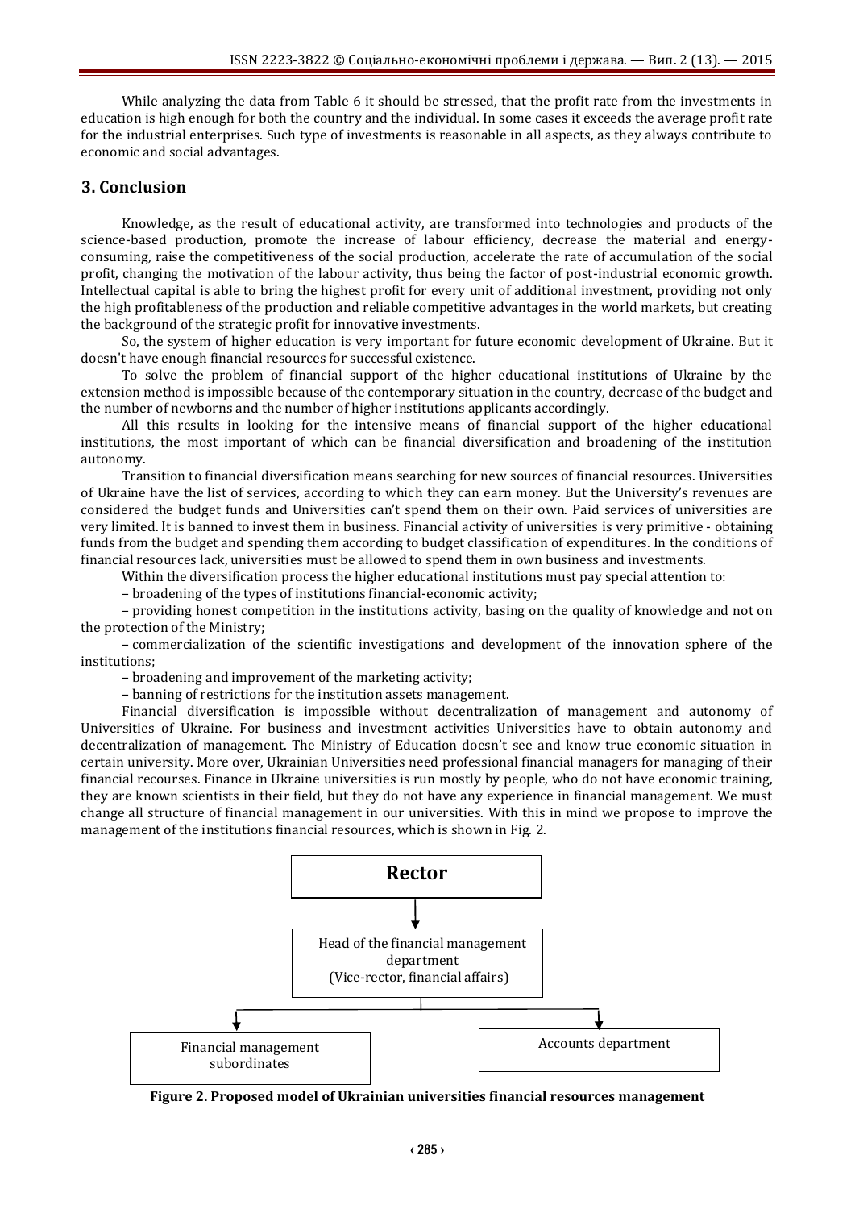While analyzing the data from Table 6 it should be stressed, that the profit rate from the investments in education is high enough for both the country and the individual. In some cases it exceeds the average profit rate for the industrial enterprises. Such type of investments is reasonable in all aspects, as they always contribute to economic and social advantages.

## 3. Conclusion

Knowledge, as the result of educational activity, are transformed into technologies and products of the science-based production, promote the increase of labour efficiency, decrease the material and energy-consuming, raise the competitiveness of the social production, accelerate the rate of accumulation of the social profit, changing the motivation of the labour activity, thus being the factor of post-industrial economic growth. Intellectual capital is able to bring the highest profit for every unit of additional investment, providing not only the high profitableness of the production and reliable competitive advantages in the world markets, but creating the background of the strategic profit for innovative investments.

So, the system of higher education is very important for future economic development of Ukraine. But it doesn't have enough financial resources for successful existence.

To solve the problem of financial support of the higher educational institutions of Ukraine by the extension method is impossible because of the contemporary situation in the country, decrease of the budget and the number of newborns and the number of higher institutions applicants accordingly.

All this results in looking for the intensive means of financial support of the higher educational institutions, the most important of which can be financial diversification and broadening of the institution autonomy.

Transition to financial diversification means searching for new sources of financial resources. Universities of Ukraine have the list of services, according to which they can earn money. But the University's revenues are considered the budget funds and Universities can't spend them on their own. Paid services of universities are very limited. It is banned to invest them in business. Financial activity of universities is very primitive - obtaining funds from the budget and spending them according to budget classification of expenditures. In the conditions of financial resources lack, universities must be allowed to spend them in own business and investments.

Within the diversification process the higher educational institutions must pay special attention to:

– broadening of the types of institutions financial-economic activity;

– providing honest competition in the institutions activity, basing on the quality of knowledge and not on the protection of the Ministry;

– commercialization of the scientific investigations and development of the innovation sphere of the institutions;

– broadening and improvement of the marketing activity;

– banning of restrictions for the institution assets management.

Financial diversification is impossible without decentralization of management and autonomy of Universities of Ukraine. For business and investment activities Universities have to obtain autonomy and decentralization of management. The Ministry of Education doesn't see and know true economic situation in certain university. More over, Ukrainian Universities need professional financial managers for managing of their financial recourses. Finance in Ukraine universities is run mostly by people, who do not have economic training, they are known scientists in their field, but they do not have any experience in financial management. We must change all structure of financial management in our universities. With this in mind we propose to improve the management of the institutions financial resources, which is shown in Fig. 2.

Rector

Head of the financial management department (Vice-rector, financial affairs)

Financial management subordinates

Accounts department

**Figure 2. Proposed model of Ukrainian universities financial resources management**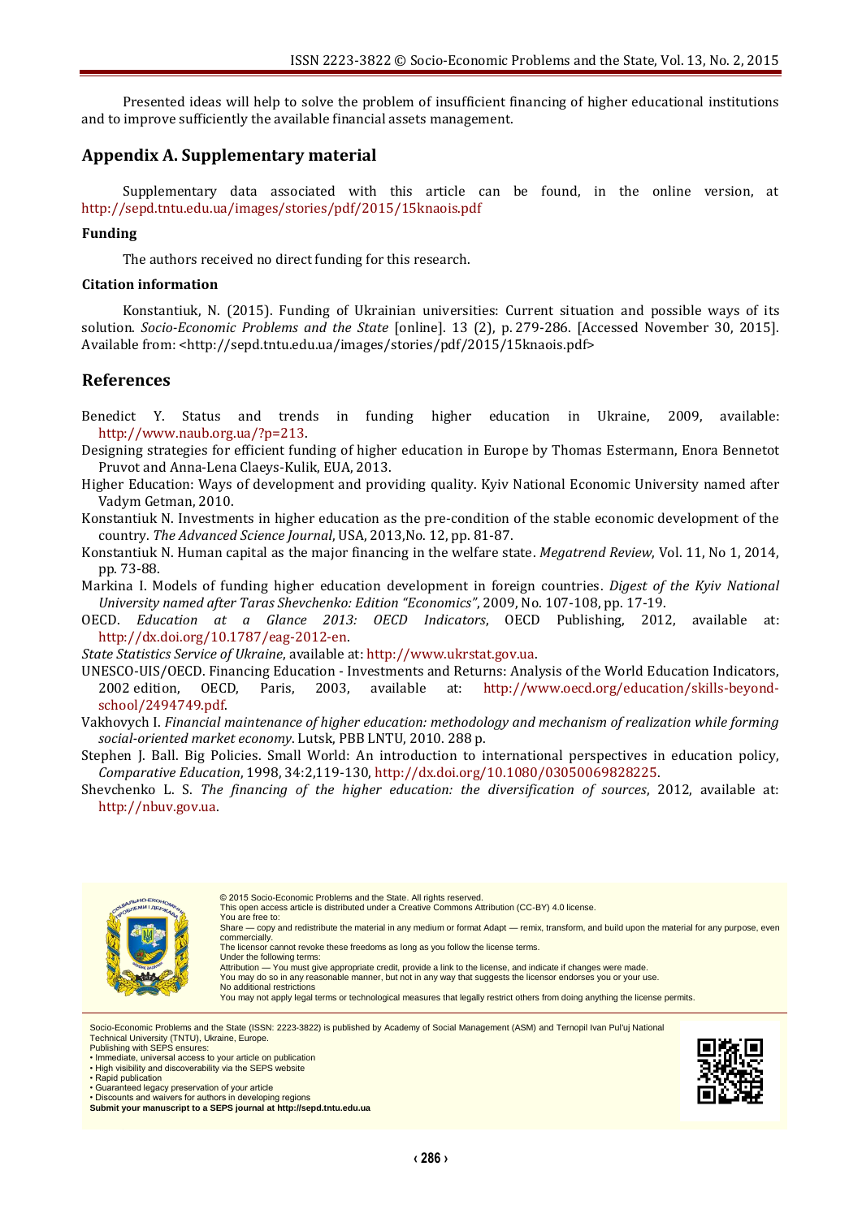Presented ideas will help to solve the problem of insufficient financing of higher educational institutions and to improve sufficiently the available financial assets management.

## Appendix A. Supplementary material

Supplementary data associated with this article can be found, in the online version, at http://sepd.tntu.edu.ua/images/stories/pdf/2015/15knaois.pdf

#### Funding

The authors received no direct funding for this research.

#### Citation information

Konstantiuk, N. (2015). Funding of Ukrainian universities: Current situation and possible ways of its solution. *Socio-Economic Problems and the State* [online]. 13 (2), p. 279-286. [Accessed November 30, 2015]. Available from: <http://sepd.tntu.edu.ua/images/stories/pdf/2015/15knaois.pdf>

## References

Benedict Y. Status and trends in funding higher education in Ukraine, 2009, available: http://www.naub.org.ua/?p=213.

Designing strategies for efficient funding of higher education in Europe by Thomas Estermann, Enora Bennetot Pruvot and Anna-Lena Claeys-Kulik, EUA, 2013.

Higher Education: Ways of development and providing quality. Kyiv National Economic University named after Vadym Getman, 2010.

Konstantiuk N. Investments in higher education as the pre-condition of the stable economic development of the country. *The Advanced Science Journal*, USA, 2013,No. 12, pp. 81-87.

Konstantiuk N. Human capital as the major financing in the welfare state. *Megatrend Review*, Vol. 11, No 1, 2014, pp. 73-88.

Markina I. Models of funding higher education development in foreign countries. *Digest of the Kyiv National University named after Taras Shevchenko: Edition "Economics"*, 2009, No. 107-108, pp. 17-19.

OECD. *Education at a Glance 2013: OECD Indicators*, OECD Publishing, 2012, available at: http://dx.doi.org/10.1787/eag-2012-en.

*State Statistics Service of Ukraine*, available at: http://www.ukrstat.gov.ua.

UNESCO-UIS/OECD. Financing Education - Investments and Returns: Analysis of the World Education Indicators, 2002 edition, OECD, Paris, 2003, available at: http://www.oecd.org/education/skills-beyond-school/2494749.pdf.

Vakhovych I. *Financial maintenance of higher education: methodology and mechanism of realization while forming social-oriented market economy*. Lutsk, PBB LNTU, 2010. 288 p.

Stephen J. Ball. Big Policies. Small World: An introduction to international perspectives in education policy, *Comparative Education*, 1998, 34:2,119-130, http://dx.doi.org/10.1080/03050069828225.

Shevchenko L. S. *The financing of the higher education: the diversification of sources*, 2012, available at: http://nbuv.gov.ua.

© 2015 Socio-Economic Problems and the State. All rights reserved.
This open access article is distributed under a Creative Commons Attribution (CC-BY) 4.0 license.
You are free to:
Share — copy and redistribute the material in any medium or format Adapt — remix, transform, and build upon the material for any purpose, even commercially.
The licensor cannot revoke these freedoms as long as you follow the license terms.
Under the following terms:
Attribution — You must give appropriate credit, provide a link to the license, and indicate if changes were made.
You may do so in any reasonable manner, but not in any way that suggests the licensor endorses you or your use.
No additional restrictions
You may not apply legal terms or technological measures that legally restrict others from doing anything the license permits.

Socio-Economic Problems and the State (ISSN: 2223-3822) is published by Academy of Social Management (ASM) and Ternopil Ivan Pul'uj National Technical University (TNTU), Ukraine, Europe.
Publishing with SEPS ensures:
- Immediate, universal access to your article on publication
- High visibility and discoverability via the SEPS website
- Rapid publication
- Guaranteed legacy preservation of your article
- Discounts and waivers for authors in developing regions

**Submit your manuscript to a SEPS journal at http://sepd.tntu.edu.ua**